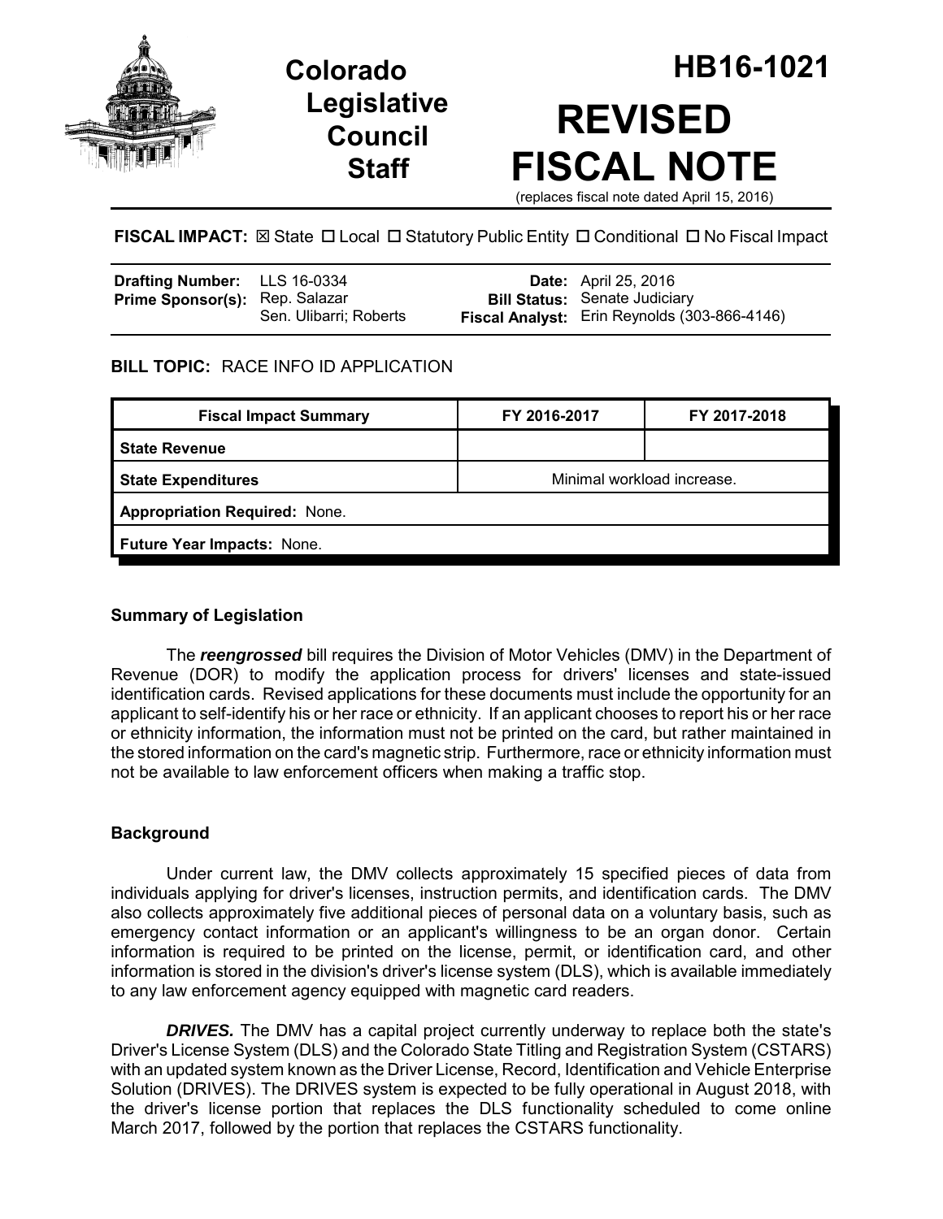# Colorado Legislative Council Staff

# HB16-1021

# REVISED FISCAL NOTE

(replaces fiscal note dated April 15, 2016)

**FISCAL IMPACT:** ☒ State ☐ Local ☐ Statutory Public Entity ☐ Conditional ☐ No Fiscal Impact

| | | | |
|---|---|---|---|
| **Drafting Number:** | LLS 16-0334 | **Date:** | April 25, 2016 |
| **Prime Sponsor(s):** | Rep. Salazar<br>Sen. Ulibarri; Roberts | **Bill Status:** | Senate Judiciary |
| | | **Fiscal Analyst:** | Erin Reynolds (303-866-4146) |

**BILL TOPIC:** RACE INFO ID APPLICATION

| Fiscal Impact Summary | FY 2016-2017 | FY 2017-2018 |
|---|---|---|
| **State Revenue** | | |
| **State Expenditures** | Minimal workload increase. | |
| **Appropriation Required:** None. | | |
| **Future Year Impacts:** None. | | |

## Summary of Legislation

The ***reengrossed*** bill requires the Division of Motor Vehicles (DMV) in the Department of Revenue (DOR) to modify the application process for drivers' licenses and state-issued identification cards. Revised applications for these documents must include the opportunity for an applicant to self-identify his or her race or ethnicity. If an applicant chooses to report his or her race or ethnicity information, the information must not be printed on the card, but rather maintained in the stored information on the card's magnetic strip. Furthermore, race or ethnicity information must not be available to law enforcement officers when making a traffic stop.

## Background

Under current law, the DMV collects approximately 15 specified pieces of data from individuals applying for driver's licenses, instruction permits, and identification cards. The DMV also collects approximately five additional pieces of personal data on a voluntary basis, such as emergency contact information or an applicant's willingness to be an organ donor. Certain information is required to be printed on the license, permit, or identification card, and other information is stored in the division's driver's license system (DLS), which is available immediately to any law enforcement agency equipped with magnetic card readers.

***DRIVES.*** The DMV has a capital project currently underway to replace both the state's Driver's License System (DLS) and the Colorado State Titling and Registration System (CSTARS) with an updated system known as the Driver License, Record, Identification and Vehicle Enterprise Solution (DRIVES). The DRIVES system is expected to be fully operational in August 2018, with the driver's license portion that replaces the DLS functionality scheduled to come online March 2017, followed by the portion that replaces the CSTARS functionality.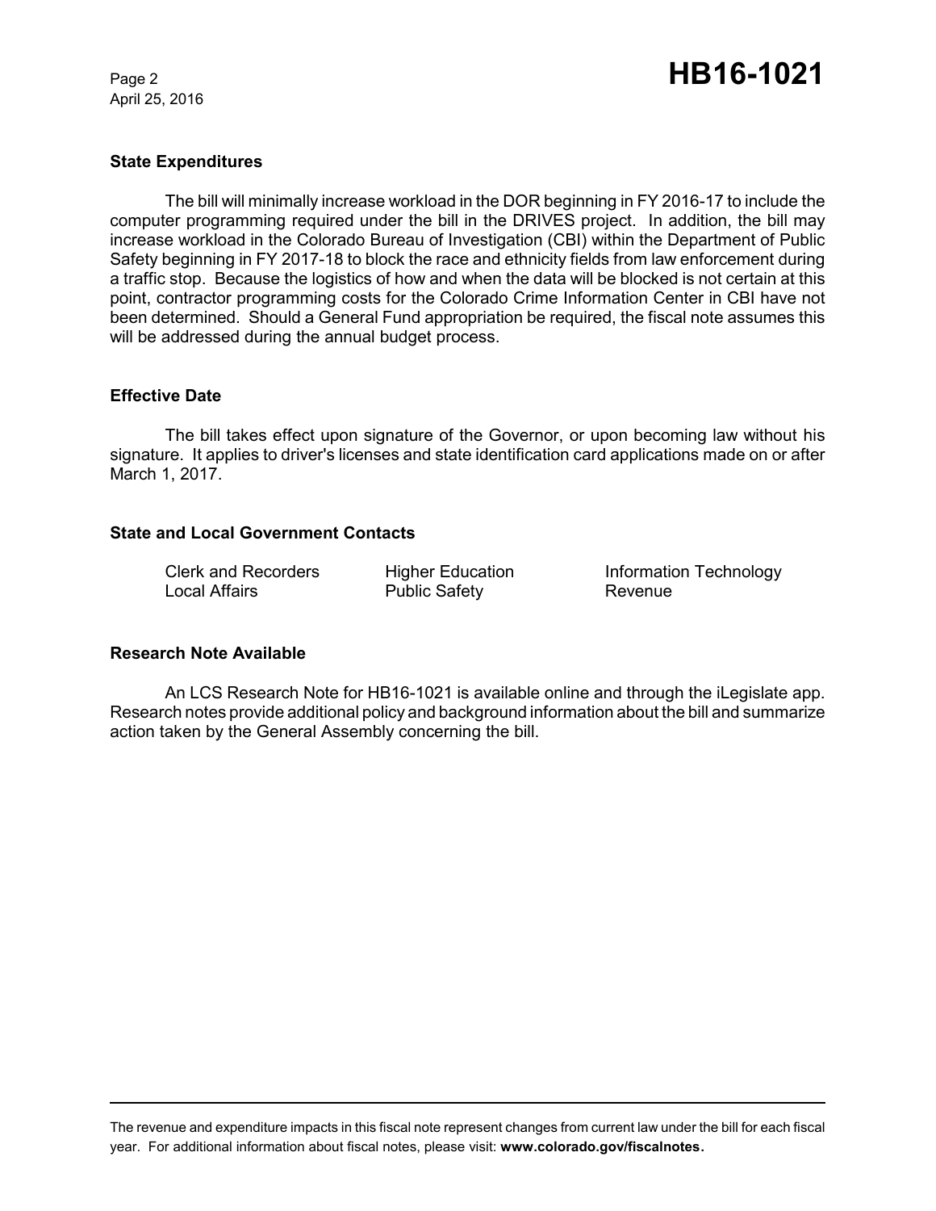## State Expenditures

The bill will minimally increase workload in the DOR beginning in FY 2016-17 to include the computer programming required under the bill in the DRIVES project. In addition, the bill may increase workload in the Colorado Bureau of Investigation (CBI) within the Department of Public Safety beginning in FY 2017-18 to block the race and ethnicity fields from law enforcement during a traffic stop. Because the logistics of how and when the data will be blocked is not certain at this point, contractor programming costs for the Colorado Crime Information Center in CBI have not been determined. Should a General Fund appropriation be required, the fiscal note assumes this will be addressed during the annual budget process.

## Effective Date

The bill takes effect upon signature of the Governor, or upon becoming law without his signature. It applies to driver's licenses and state identification card applications made on or after March 1, 2017.

## State and Local Government Contacts

| | | |
|---|---|---|
| Clerk and Recorders | Higher Education | Information Technology |
| Local Affairs | Public Safety | Revenue |

## Research Note Available

An LCS Research Note for HB16-1021 is available online and through the iLegislate app. Research notes provide additional policy and background information about the bill and summarize action taken by the General Assembly concerning the bill.

The revenue and expenditure impacts in this fiscal note represent changes from current law under the bill for each fiscal year. For additional information about fiscal notes, please visit: **www.colorado.gov/fiscalnotes.**